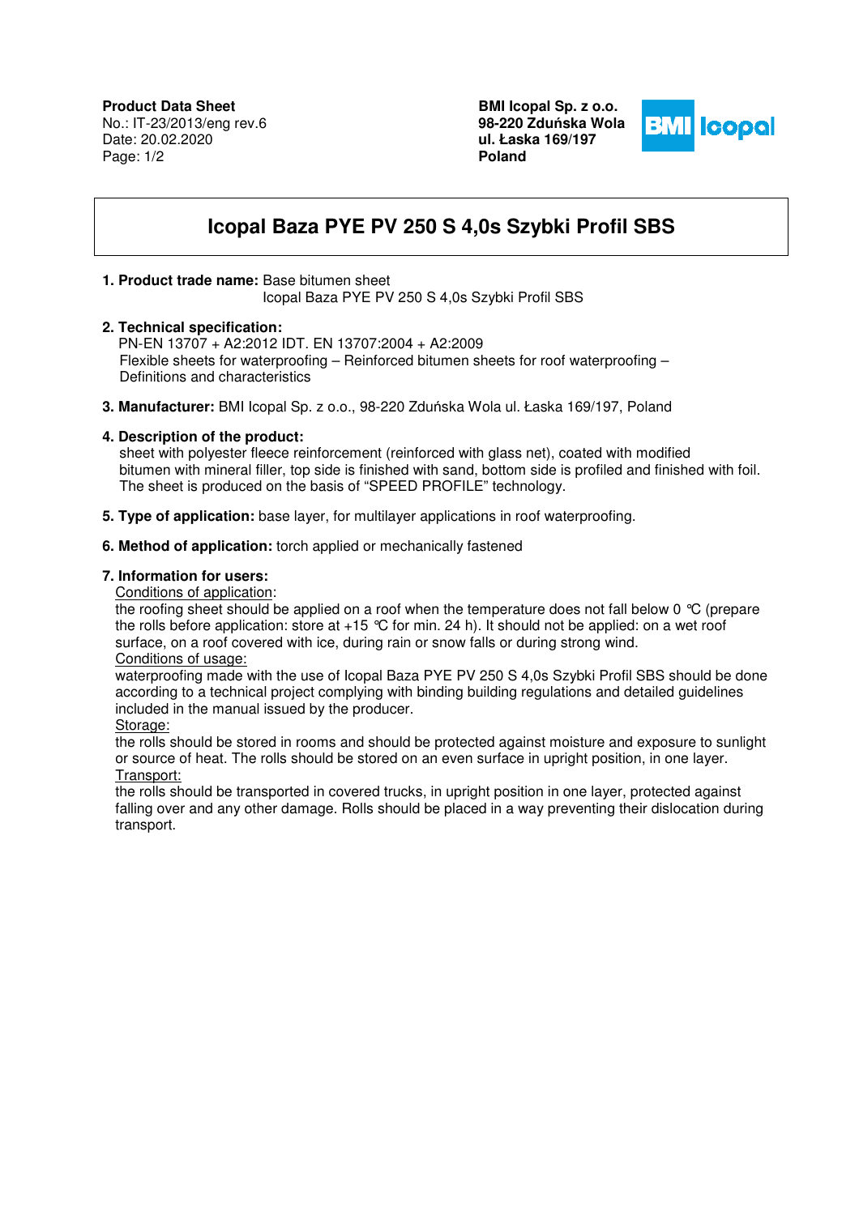**Product Data Sheet**
No.: IT-23/2013/eng rev.6
Date: 20.02.2020

**BMI Icopal Sp. z o.o.**
**98-220 Zduńska Wola**
**ul. Łaska 169/197**
**Poland**

# Icopal Baza PYE PV 250 S 4,0s Szybki Profil SBS

**1. Product trade name:** Base bitumen sheet
Icopal Baza PYE PV 250 S 4,0s Szybki Profil SBS

**2. Technical specification:**
PN-EN 13707 + A2:2012 IDT. EN 13707:2004 + A2:2009
Flexible sheets for waterproofing – Reinforced bitumen sheets for roof waterproofing – Definitions and characteristics

**3. Manufacturer:** BMI Icopal Sp. z o.o., 98-220 Zduńska Wola ul. Łaska 169/197, Poland

**4. Description of the product:**
sheet with polyester fleece reinforcement (reinforced with glass net), coated with modified bitumen with mineral filler, top side is finished with sand, bottom side is profiled and finished with foil. The sheet is produced on the basis of "SPEED PROFILE" technology.

**5. Type of application:** base layer, for multilayer applications in roof waterproofing.

**6. Method of application:** torch applied or mechanically fastened

**7. Information for users:**

Conditions of application:
the roofing sheet should be applied on a roof when the temperature does not fall below 0 ℃ (prepare the rolls before application: store at +15 ℃ for min. 24 h). It should not be applied: on a wet roof surface, on a roof covered with ice, during rain or snow falls or during strong wind.

Conditions of usage:
waterproofing made with the use of Icopal Baza PYE PV 250 S 4,0s Szybki Profil SBS should be done according to a technical project complying with binding building regulations and detailed guidelines included in the manual issued by the producer.

Storage:
the rolls should be stored in rooms and should be protected against moisture and exposure to sunlight or source of heat. The rolls should be stored on an even surface in upright position, in one layer.

Transport:
the rolls should be transported in covered trucks, in upright position in one layer, protected against falling over and any other damage. Rolls should be placed in a way preventing their dislocation during transport.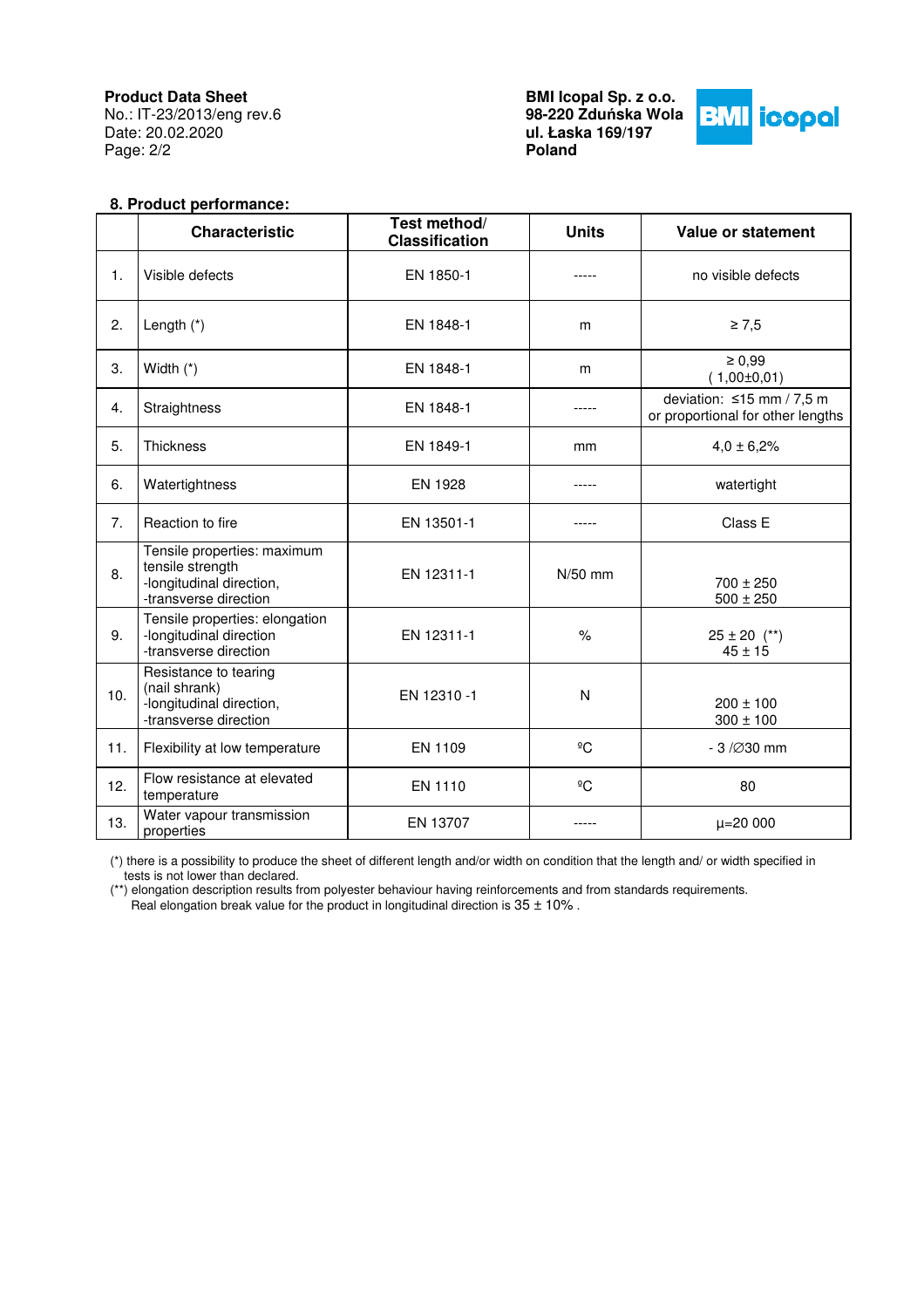**Product Data Sheet**
No.: IT-23/2013/eng rev.6
Date: 20.02.2020

**BMI Icopal Sp. z o.o.**
**98-220 Zduńska Wola**
**ul. Łaska 169/197**
**Poland**

### 8. Product performance:

| | Characteristic | Test method/ Classification | Units | Value or statement |
|---|---|---|---|---|
| 1. | Visible defects | EN 1850-1 | ----- | no visible defects |
| 2. | Length (*) | EN 1848-1 | m | ≥ 7,5 |
| 3. | Width (*) | EN 1848-1 | m | ≥ 0,99 ( 1,00±0,01) |
| 4. | Straightness | EN 1848-1 | ----- | deviation: ≤15 mm / 7,5 m or proportional for other lengths |
| 5. | Thickness | EN 1849-1 | mm | 4,0 ± 6,2% |
| 6. | Watertightness | EN 1928 | ----- | watertight |
| 7. | Reaction to fire | EN 13501-1 | ----- | Class E |
| 8. | Tensile properties: maximum tensile strength -longitudinal direction, -transverse direction | EN 12311-1 | N/50 mm | 700 ± 250<br>500 ± 250 |
| 9. | Tensile properties: elongation -longitudinal direction -transverse direction | EN 12311-1 | % | 25 ± 20 (**)<br>45 ± 15 |
| 10. | Resistance to tearing (nail shrank) -longitudinal direction, -transverse direction | EN 12310 -1 | N | 200 ± 100<br>300 ± 100 |
| 11. | Flexibility at low temperature | EN 1109 | ºC | - 3 /∅30 mm |
| 12. | Flow resistance at elevated temperature | EN 1110 | ºC | 80 |
| 13. | Water vapour transmission properties | EN 13707 | ----- | μ=20 000 |

(*) there is a possibility to produce the sheet of different length and/or width on condition that the length and/ or width specified in tests is not lower than declared.

(**) elongation description results from polyester behaviour having reinforcements and from standards requirements. Real elongation break value for the product in longitudinal direction is 35 ± 10% .